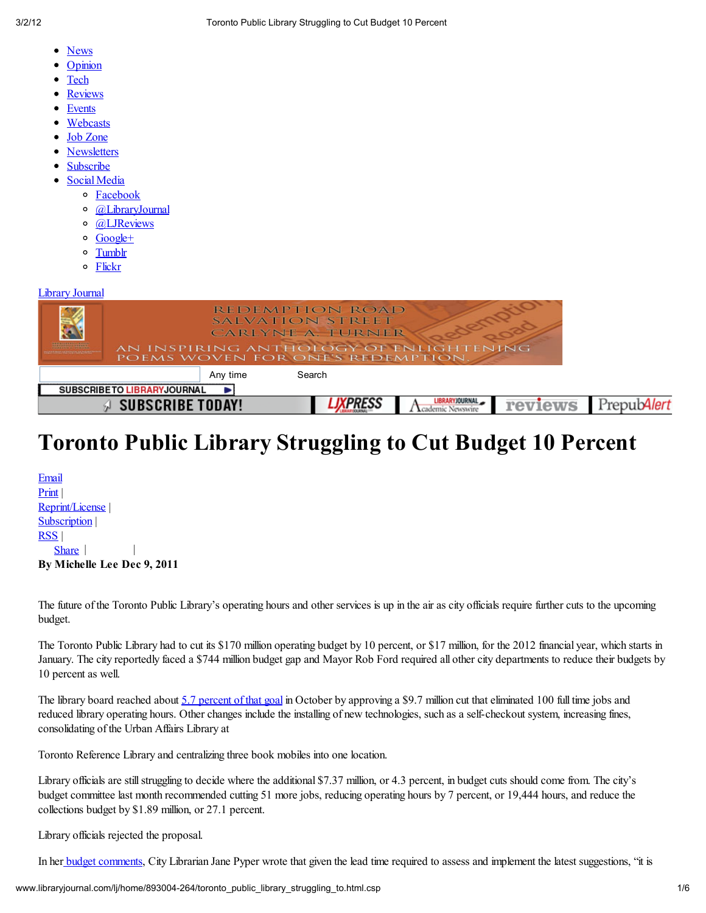- News
- Opinion
- Tech
- Reviews
- Events
- Webcasts
- Job Zone
- Newsletters
- Subscribe
- Social Media
  - Facebook
  - @LibraryJournal
  - @LJReviews
  - Google+
  - Tumblr
  - Flickr

Library Journal

REDEMPTION ROAD SALVATION STREET CARLYNE A. TURNER AN INSPIRING ANTHOLOGY OF ENLIGHTENING POEMS WOVEN FOR ONE'S REDEMPTION.

Any time Search

SUBSCRIBE TO LIBRARYJOURNAL

SUBSCRIBE TODAY! LJXPRESS LIBRARYJOURNAL Academic Newswire reviews PrepubAlert

# Toronto Public Library Struggling to Cut Budget 10 Percent

Email
Print |
Reprint/License |
Subscription |
RSS |
Share |

**By Michelle Lee Dec 9, 2011**

The future of the Toronto Public Library's operating hours and other services is up in the air as city officials require further cuts to the upcoming budget.

The Toronto Public Library had to cut its $170 million operating budget by 10 percent, or $17 million, for the 2012 financial year, which starts in January. The city reportedly faced a $744 million budget gap and Mayor Rob Ford required all other city departments to reduce their budgets by 10 percent as well.

The library board reached about 5.7 percent of that goal in October by approving a $9.7 million cut that eliminated 100 full time jobs and reduced library operating hours. Other changes include the installing of new technologies, such as a self-checkout system, increasing fines, consolidating of the Urban Affairs Library at Toronto Reference Library and centralizing three book mobiles into one location.

Library officials are still struggling to decide where the additional $7.37 million, or 4.3 percent, in budget cuts should come from. The city's budget committee last month recommended cutting 51 more jobs, reducing operating hours by 7 percent, or 19,444 hours, and reduce the collections budget by $1.89 million, or 27.1 percent.

Library officials rejected the proposal.

In her budget comments, City Librarian Jane Pyper wrote that given the lead time required to assess and implement the latest suggestions, "it is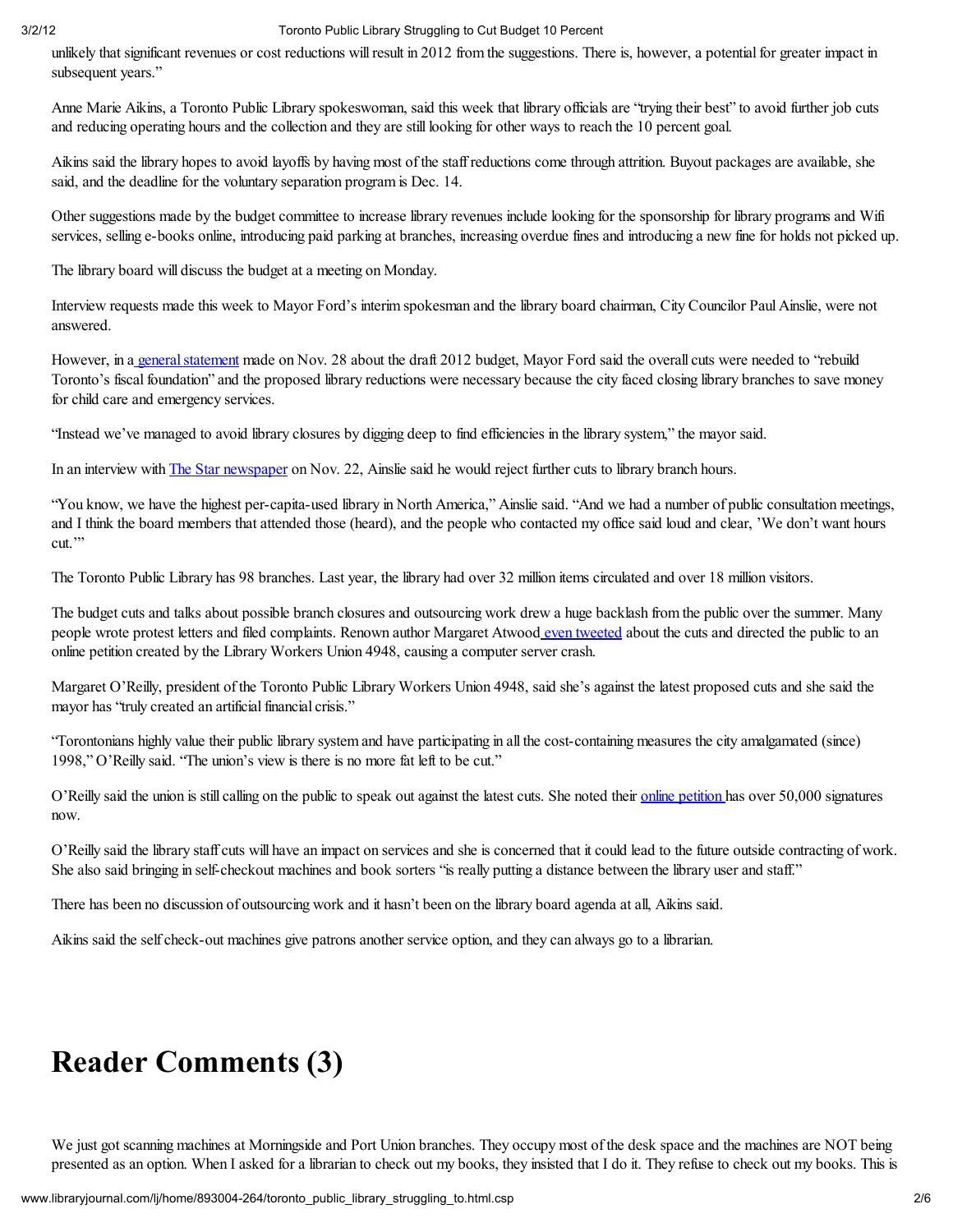unlikely that significant revenues or cost reductions will result in 2012 from the suggestions. There is, however, a potential for greater impact in subsequent years."

Anne Marie Aikins, a Toronto Public Library spokeswoman, said this week that library officials are "trying their best" to avoid further job cuts and reducing operating hours and the collection and they are still looking for other ways to reach the 10 percent goal.

Aikins said the library hopes to avoid layoffs by having most of the staff reductions come through attrition. Buyout packages are available, she said, and the deadline for the voluntary separation program is Dec. 14.

Other suggestions made by the budget committee to increase library revenues include looking for the sponsorship for library programs and Wifi services, selling e-books online, introducing paid parking at branches, increasing overdue fines and introducing a new fine for holds not picked up.

The library board will discuss the budget at a meeting on Monday.

Interview requests made this week to Mayor Ford's interim spokesman and the library board chairman, City Councilor Paul Ainslie, were not answered.

However, in a general statement made on Nov. 28 about the draft 2012 budget, Mayor Ford said the overall cuts were needed to "rebuild Toronto's fiscal foundation" and the proposed library reductions were necessary because the city faced closing library branches to save money for child care and emergency services.

"Instead we've managed to avoid library closures by digging deep to find efficiencies in the library system," the mayor said.

In an interview with The Star newspaper on Nov. 22, Ainslie said he would reject further cuts to library branch hours.

"You know, we have the highest per-capita-used library in North America," Ainslie said. "And we had a number of public consultation meetings, and I think the board members that attended those (heard), and the people who contacted my office said loud and clear, 'We don't want hours cut.'"

The Toronto Public Library has 98 branches. Last year, the library had over 32 million items circulated and over 18 million visitors.

The budget cuts and talks about possible branch closures and outsourcing work drew a huge backlash from the public over the summer. Many people wrote protest letters and filed complaints. Renown author Margaret Atwood even tweeted about the cuts and directed the public to an online petition created by the Library Workers Union 4948, causing a computer server crash.

Margaret O'Reilly, president of the Toronto Public Library Workers Union 4948, said she's against the latest proposed cuts and she said the mayor has "truly created an artificial financial crisis."

"Torontonians highly value their public library system and have participating in all the cost-containing measures the city amalgamated (since) 1998," O'Reilly said. "The union's view is there is no more fat left to be cut."

O'Reilly said the union is still calling on the public to speak out against the latest cuts. She noted their online petition has over 50,000 signatures now.

O'Reilly said the library staff cuts will have an impact on services and she is concerned that it could lead to the future outside contracting of work. She also said bringing in self-checkout machines and book sorters "is really putting a distance between the library user and staff."

There has been no discussion of outsourcing work and it hasn't been on the library board agenda at all, Aikins said.

Aikins said the self check-out machines give patrons another service option, and they can always go to a librarian.

# Reader Comments (3)

We just got scanning machines at Morningside and Port Union branches. They occupy most of the desk space and the machines are NOT being presented as an option. When I asked for a librarian to check out my books, they insisted that I do it. They refuse to check out my books. This is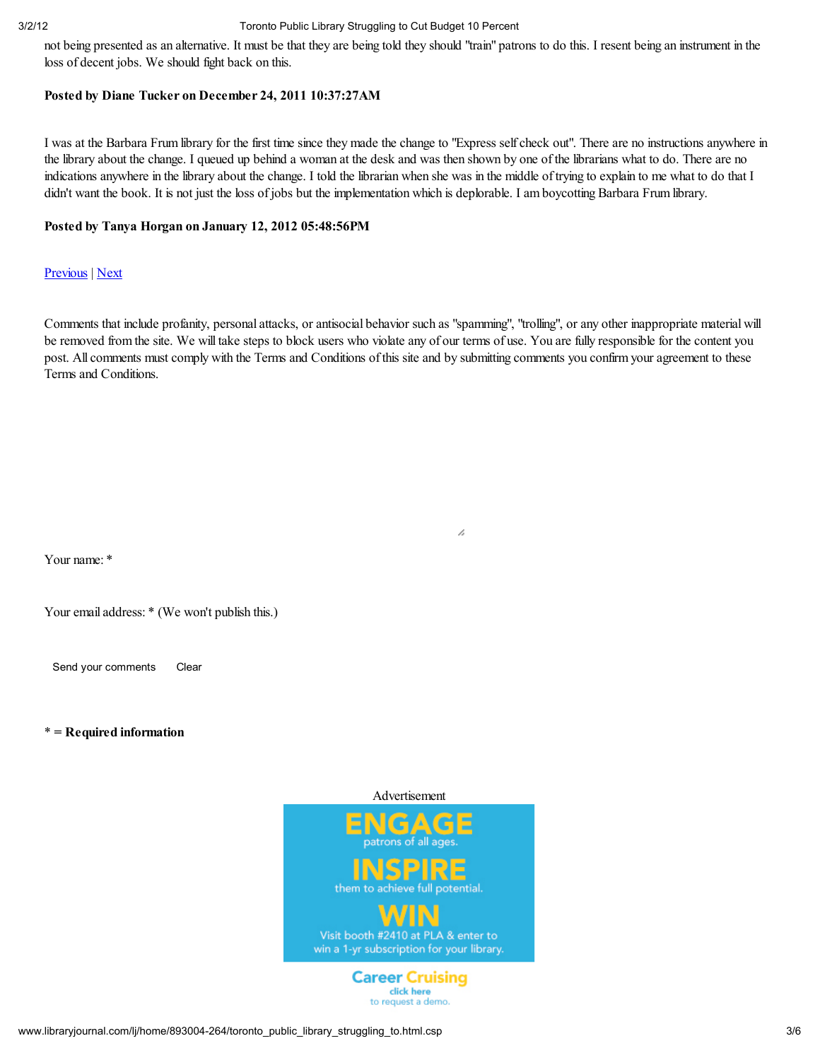not being presented as an alternative. It must be that they are being told they should "train" patrons to do this. I resent being an instrument in the loss of decent jobs. We should fight back on this.

**Posted by Diane Tucker on December 24, 2011 10:37:27AM**

I was at the Barbara Frum library for the first time since they made the change to "Express self check out". There are no instructions anywhere in the library about the change. I queued up behind a woman at the desk and was then shown by one of the librarians what to do. There are no indications anywhere in the library about the change. I told the librarian when she was in the middle of trying to explain to me what to do that I didn't want the book. It is not just the loss of jobs but the implementation which is deplorable. I am boycotting Barbara Frum library.

**Posted by Tanya Horgan on January 12, 2012 05:48:56PM**

Previous | Next

Comments that include profanity, personal attacks, or antisocial behavior such as "spamming", "trolling", or any other inappropriate material will be removed from the site. We will take steps to block users who violate any of our terms of use. You are fully responsible for the content you post. All comments must comply with the Terms and Conditions of this site and by submitting comments you confirm your agreement to these Terms and Conditions.

Your name: *

Your email address: * (We won't publish this.)

Send your comments Clear

**\* = Required information**

Advertisement

ENGAGE
patrons of all ages.
INSPIRE
them to achieve full potential.
WIN
Visit booth #2410 at PLA & enter to win a 1-yr subscription for your library.
Career Cruising
click here
to request a demo.